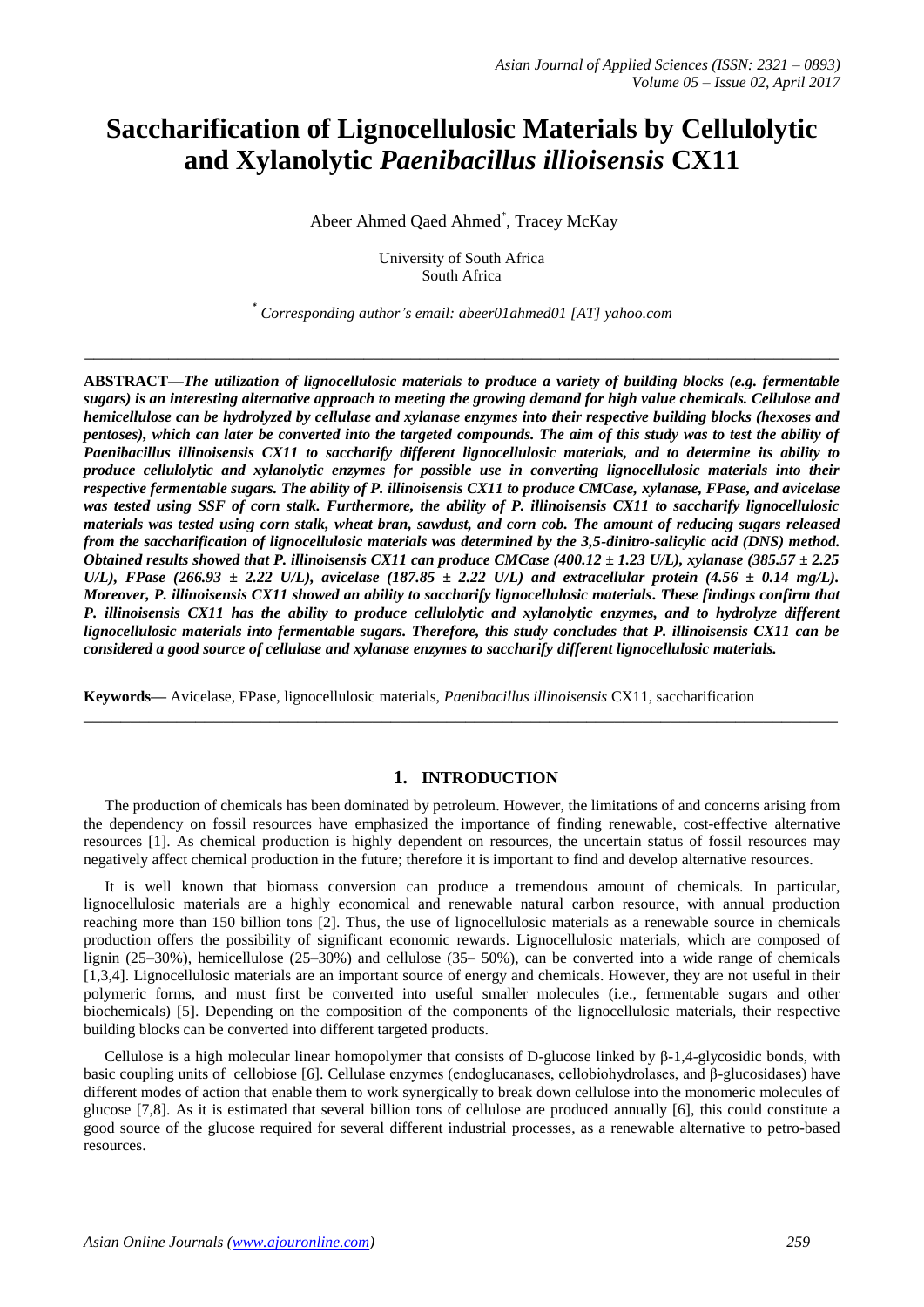# Saccharification of Lignocellulosic Materials by Cellulolytic and Xylanolytic *Paenibacillus illioisensis* CX11

Abeer Ahmed Qaed Ahmed[*], Tracey McKay

University of South Africa
South Africa

[*] *Corresponding author's email: abeer01ahmed01 [AT] yahoo.com*

---

**ABSTRACT—*The utilization of lignocellulosic materials to produce a variety of building blocks (e.g. fermentable sugars) is an interesting alternative approach to meeting the growing demand for high value chemicals. Cellulose and hemicellulose can be hydrolyzed by cellulase and xylanase enzymes into their respective building blocks (hexoses and pentoses), which can later be converted into the targeted compounds. The aim of this study was to test the ability of Paenibacillus illinoisensis CX11 to saccharify different lignocellulosic materials, and to determine its ability to produce cellulolytic and xylanolytic enzymes for possible use in converting lignocellulosic materials into their respective fermentable sugars. The ability of P. illinoisensis CX11 to produce CMCase, xylanase, FPase, and avicelase was tested using SSF of corn stalk. Furthermore, the ability of P. illinoisensis CX11 to saccharify lignocellulosic materials was tested using corn stalk, wheat bran, sawdust, and corn cob. The amount of reducing sugars released from the saccharification of lignocellulosic materials was determined by the 3,5-dinitro-salicylic acid (DNS) method. Obtained results showed that P. illinoisensis CX11 can produce CMCase (400.12 ± 1.23 U/L), xylanase (385.57 ± 2.25 U/L), FPase (266.93 ± 2.22 U/L), avicelase (187.85 ± 2.22 U/L) and extracellular protein (4.56 ± 0.14 mg/L). Moreover, P. illinoisensis CX11 showed an ability to saccharify lignocellulosic materials. These findings confirm that P. illinoisensis CX11 has the ability to produce cellulolytic and xylanolytic enzymes, and to hydrolyze different lignocellulosic materials into fermentable sugars. Therefore, this study concludes that P. illinoisensis CX11 can be considered a good source of cellulase and xylanase enzymes to saccharify different lignocellulosic materials.***

**Keywords—** Avicelase, FPase, lignocellulosic materials, *Paenibacillus illinoisensis* CX11, saccharification

---

## 1. INTRODUCTION

The production of chemicals has been dominated by petroleum. However, the limitations of and concerns arising from the dependency on fossil resources have emphasized the importance of finding renewable, cost-effective alternative resources [1]. As chemical production is highly dependent on resources, the uncertain status of fossil resources may negatively affect chemical production in the future; therefore it is important to find and develop alternative resources.

It is well known that biomass conversion can produce a tremendous amount of chemicals. In particular, lignocellulosic materials are a highly economical and renewable natural carbon resource, with annual production reaching more than 150 billion tons [2]. Thus, the use of lignocellulosic materials as a renewable source in chemicals production offers the possibility of significant economic rewards. Lignocellulosic materials, which are composed of lignin (25–30%), hemicellulose (25–30%) and cellulose (35– 50%), can be converted into a wide range of chemicals [1,3,4]. Lignocellulosic materials are an important source of energy and chemicals. However, they are not useful in their polymeric forms, and must first be converted into useful smaller molecules (i.e., fermentable sugars and other biochemicals) [5]. Depending on the composition of the components of the lignocellulosic materials, their respective building blocks can be converted into different targeted products.

Cellulose is a high molecular linear homopolymer that consists of D-glucose linked by β-1,4-glycosidic bonds, with basic coupling units of cellobiose [6]. Cellulase enzymes (endoglucanases, cellobiohydrolases, and β-glucosidases) have different modes of action that enable them to work synergically to break down cellulose into the monomeric molecules of glucose [7,8]. As it is estimated that several billion tons of cellulose are produced annually [6], this could constitute a good source of the glucose required for several different industrial processes, as a renewable alternative to petro-based resources.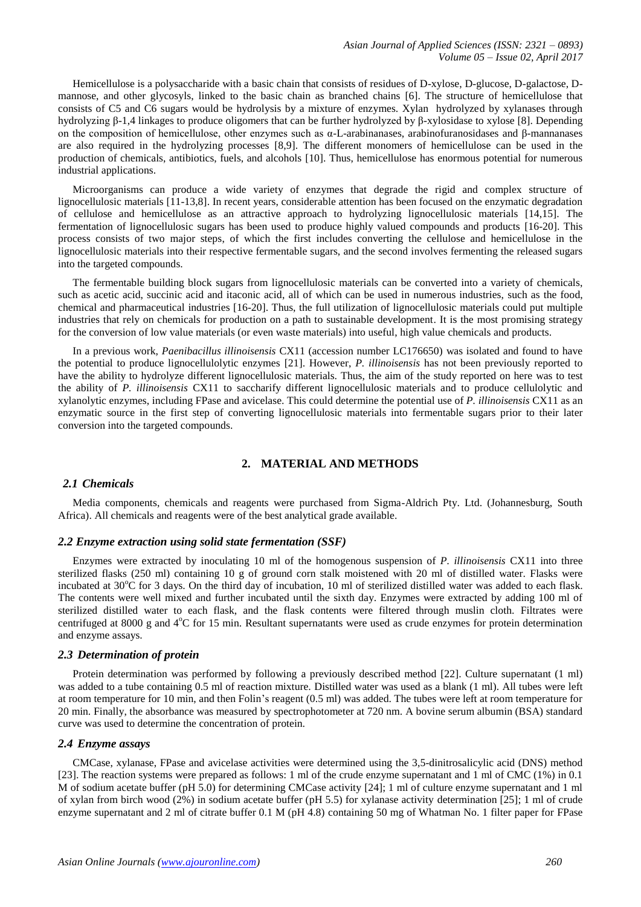Hemicellulose is a polysaccharide with a basic chain that consists of residues of D-xylose, D-glucose, D-galactose, D-mannose, and other glycosyls, linked to the basic chain as branched chains [6]. The structure of hemicellulose that consists of C5 and C6 sugars would be hydrolysis by a mixture of enzymes. Xylan hydrolyzed by xylanases through hydrolyzing β-1,4 linkages to produce oligomers that can be further hydrolyzed by β-xylosidase to xylose [8]. Depending on the composition of hemicellulose, other enzymes such as α-L-arabinanases, arabinofuranosidases and β-mannanases are also required in the hydrolyzing processes [8,9]. The different monomers of hemicellulose can be used in the production of chemicals, antibiotics, fuels, and alcohols [10]. Thus, hemicellulose has enormous potential for numerous industrial applications.

Microorganisms can produce a wide variety of enzymes that degrade the rigid and complex structure of lignocellulosic materials [11-13,8]. In recent years, considerable attention has been focused on the enzymatic degradation of cellulose and hemicellulose as an attractive approach to hydrolyzing lignocellulosic materials [14,15]. The fermentation of lignocellulosic sugars has been used to produce highly valued compounds and products [16-20]. This process consists of two major steps, of which the first includes converting the cellulose and hemicellulose in the lignocellulosic materials into their respective fermentable sugars, and the second involves fermenting the released sugars into the targeted compounds.

The fermentable building block sugars from lignocellulosic materials can be converted into a variety of chemicals, such as acetic acid, succinic acid and itaconic acid, all of which can be used in numerous industries, such as the food, chemical and pharmaceutical industries [16-20]. Thus, the full utilization of lignocellulosic materials could put multiple industries that rely on chemicals for production on a path to sustainable development. It is the most promising strategy for the conversion of low value materials (or even waste materials) into useful, high value chemicals and products.

In a previous work, *Paenibacillus illinoisensis* CX11 (accession number LC176650) was isolated and found to have the potential to produce lignocellulolytic enzymes [21]. However, *P. illinoisensis* has not been previously reported to have the ability to hydrolyze different lignocellulosic materials. Thus, the aim of the study reported on here was to test the ability of *P. illinoisensis* CX11 to saccharify different lignocellulosic materials and to produce cellulolytic and xylanolytic enzymes, including FPase and avicelase. This could determine the potential use of *P. illinoisensis* CX11 as an enzymatic source in the first step of converting lignocellulosic materials into fermentable sugars prior to their later conversion into the targeted compounds.

## 2. MATERIAL AND METHODS

### 2.1 Chemicals

Media components, chemicals and reagents were purchased from Sigma-Aldrich Pty. Ltd. (Johannesburg, South Africa). All chemicals and reagents were of the best analytical grade available.

### 2.2 Enzyme extraction using solid state fermentation (SSF)

Enzymes were extracted by inoculating 10 ml of the homogenous suspension of *P. illinoisensis* CX11 into three sterilized flasks (250 ml) containing 10 g of ground corn stalk moistened with 20 ml of distilled water. Flasks were incubated at 30$^{o}$C for 3 days. On the third day of incubation, 10 ml of sterilized distilled water was added to each flask. The contents were well mixed and further incubated until the sixth day. Enzymes were extracted by adding 100 ml of sterilized distilled water to each flask, and the flask contents were filtered through muslin cloth. Filtrates were centrifuged at 8000 g and 4$^{o}$C for 15 min. Resultant supernatants were used as crude enzymes for protein determination and enzyme assays.

### 2.3 Determination of protein

Protein determination was performed by following a previously described method [22]. Culture supernatant (1 ml) was added to a tube containing 0.5 ml of reaction mixture. Distilled water was used as a blank (1 ml). All tubes were left at room temperature for 10 min, and then Folin's reagent (0.5 ml) was added. The tubes were left at room temperature for 20 min. Finally, the absorbance was measured by spectrophotometer at 720 nm. A bovine serum albumin (BSA) standard curve was used to determine the concentration of protein.

### 2.4 Enzyme assays

CMCase, xylanase, FPase and avicelase activities were determined using the 3,5-dinitrosalicylic acid (DNS) method [23]. The reaction systems were prepared as follows: 1 ml of the crude enzyme supernatant and 1 ml of CMC (1%) in 0.1 M of sodium acetate buffer (pH 5.0) for determining CMCase activity [24]; 1 ml of culture enzyme supernatant and 1 ml of xylan from birch wood (2%) in sodium acetate buffer (pH 5.5) for xylanase activity determination [25]; 1 ml of crude enzyme supernatant and 2 ml of citrate buffer 0.1 M (pH 4.8) containing 50 mg of Whatman No. 1 filter paper for FPase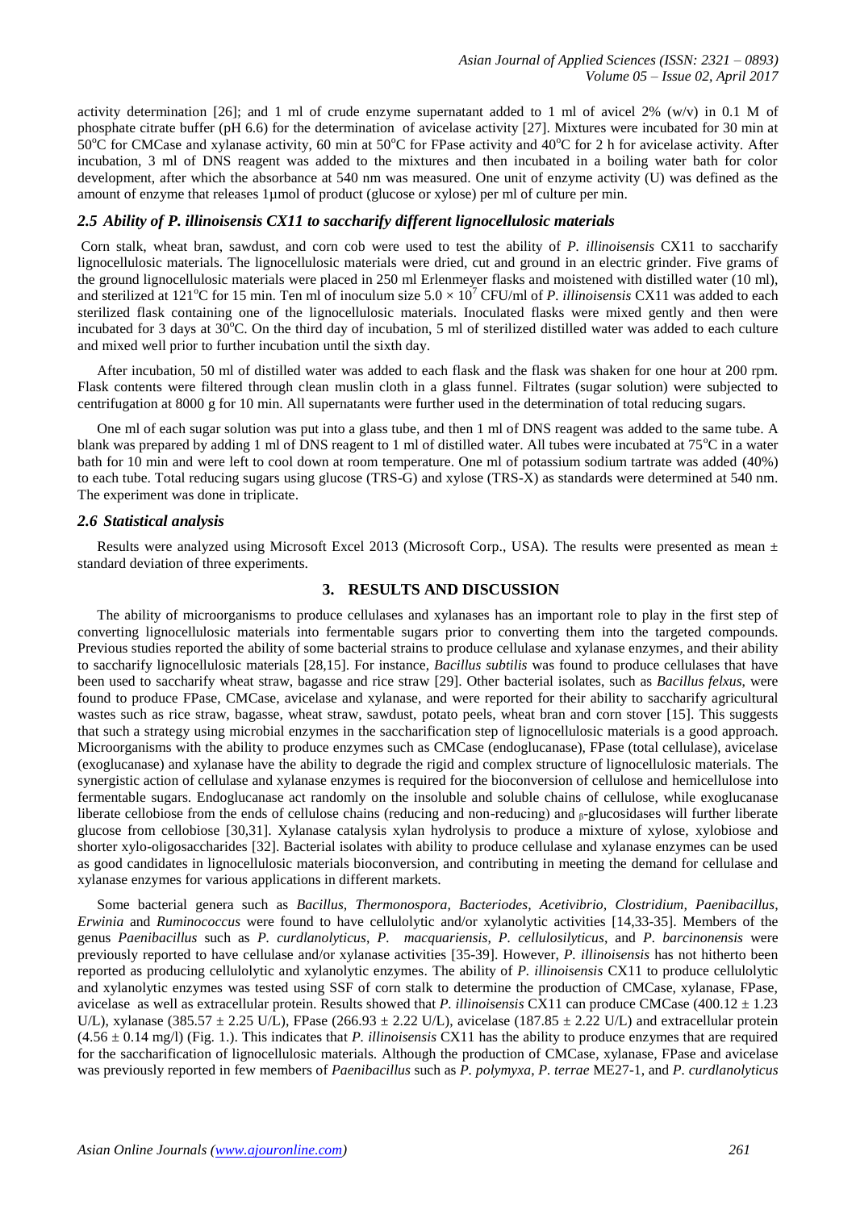activity determination [26]; and 1 ml of crude enzyme supernatant added to 1 ml of avicel 2% (w/v) in 0.1 M of phosphate citrate buffer (pH 6.6) for the determination of avicelase activity [27]. Mixtures were incubated for 30 min at 50°C for CMCase and xylanase activity, 60 min at 50°C for FPase activity and 40°C for 2 h for avicelase activity. After incubation, 3 ml of DNS reagent was added to the mixtures and then incubated in a boiling water bath for color development, after which the absorbance at 540 nm was measured. One unit of enzyme activity (U) was defined as the amount of enzyme that releases 1µmol of product (glucose or xylose) per ml of culture per min.

### *2.5 Ability of P. illinoisensis CX11 to saccharify different lignocellulosic materials*

Corn stalk, wheat bran, sawdust, and corn cob were used to test the ability of *P. illinoisensis* CX11 to saccharify lignocellulosic materials. The lignocellulosic materials were dried, cut and ground in an electric grinder. Five grams of the ground lignocellulosic materials were placed in 250 ml Erlenmeyer flasks and moistened with distilled water (10 ml), and sterilized at 121°C for 15 min. Ten ml of inoculum size $5.0 \times 10^7$ CFU/ml of *P. illinoisensis* CX11 was added to each sterilized flask containing one of the lignocellulosic materials. Inoculated flasks were mixed gently and then were incubated for 3 days at 30°C. On the third day of incubation, 5 ml of sterilized distilled water was added to each culture and mixed well prior to further incubation until the sixth day.

After incubation, 50 ml of distilled water was added to each flask and the flask was shaken for one hour at 200 rpm. Flask contents were filtered through clean muslin cloth in a glass funnel. Filtrates (sugar solution) were subjected to centrifugation at 8000 g for 10 min. All supernatants were further used in the determination of total reducing sugars.

One ml of each sugar solution was put into a glass tube, and then 1 ml of DNS reagent was added to the same tube. A blank was prepared by adding 1 ml of DNS reagent to 1 ml of distilled water. All tubes were incubated at 75°C in a water bath for 10 min and were left to cool down at room temperature. One ml of potassium sodium tartrate was added (40%) to each tube. Total reducing sugars using glucose (TRS-G) and xylose (TRS-X) as standards were determined at 540 nm. The experiment was done in triplicate.

### *2.6 Statistical analysis*

Results were analyzed using Microsoft Excel 2013 (Microsoft Corp., USA). The results were presented as mean ± standard deviation of three experiments.

## 3. RESULTS AND DISCUSSION

The ability of microorganisms to produce cellulases and xylanases has an important role to play in the first step of converting lignocellulosic materials into fermentable sugars prior to converting them into the targeted compounds. Previous studies reported the ability of some bacterial strains to produce cellulase and xylanase enzymes, and their ability to saccharify lignocellulosic materials [28,15]. For instance, *Bacillus subtilis* was found to produce cellulases that have been used to saccharify wheat straw, bagasse and rice straw [29]. Other bacterial isolates, such as *Bacillus felxus*, were found to produce FPase, CMCase, avicelase and xylanase, and were reported for their ability to saccharify agricultural wastes such as rice straw, bagasse, wheat straw, sawdust, potato peels, wheat bran and corn stover [15]. This suggests that such a strategy using microbial enzymes in the saccharification step of lignocellulosic materials is a good approach. Microorganisms with the ability to produce enzymes such as CMCase (endoglucanase), FPase (total cellulase), avicelase (exoglucanase) and xylanase have the ability to degrade the rigid and complex structure of lignocellulosic materials. The synergistic action of cellulase and xylanase enzymes is required for the bioconversion of cellulose and hemicellulose into fermentable sugars. Endoglucanase act randomly on the insoluble and soluble chains of cellulose, while exoglucanase liberate cellobiose from the ends of cellulose chains (reducing and non-reducing) and $_{\beta}$-glucosidases will further liberate glucose from cellobiose [30,31]. Xylanase catalysis xylan hydrolysis to produce a mixture of xylose, xylobiose and shorter xylo-oligosaccharides [32]. Bacterial isolates with ability to produce cellulase and xylanase enzymes can be used as good candidates in lignocellulosic materials bioconversion, and contributing in meeting the demand for cellulase and xylanase enzymes for various applications in different markets.

Some bacterial genera such as *Bacillus, Thermonospora, Bacteriodes, Acetivibrio, Clostridium, Paenibacillus, Erwinia* and *Ruminococcus* were found to have cellulolytic and/or xylanolytic activities [14,33-35]. Members of the genus *Paenibacillus* such as *P. curdlanolyticus*, *P. macquariensis*, *P. cellulosilyticus*, and *P. barcinonensis* were previously reported to have cellulase and/or xylanase activities [35-39]. However, *P. illinoisensis* has not hitherto been reported as producing cellulolytic and xylanolytic enzymes. The ability of *P. illinoisensis* CX11 to produce cellulolytic and xylanolytic enzymes was tested using SSF of corn stalk to determine the production of CMCase, xylanase, FPase, avicelase as well as extracellular protein. Results showed that *P. illinoisensis* CX11 can produce CMCase (400.12 ± 1.23 U/L), xylanase (385.57 ± 2.25 U/L), FPase (266.93 ± 2.22 U/L), avicelase (187.85 ± 2.22 U/L) and extracellular protein (4.56 ± 0.14 mg/l) (Fig. 1.). This indicates that *P. illinoisensis* CX11 has the ability to produce enzymes that are required for the saccharification of lignocellulosic materials. Although the production of CMCase, xylanase, FPase and avicelase was previously reported in few members of *Paenibacillus* such as *P. polymyxa*, *P. terrae* ME27-1, and *P. curdlanolyticus*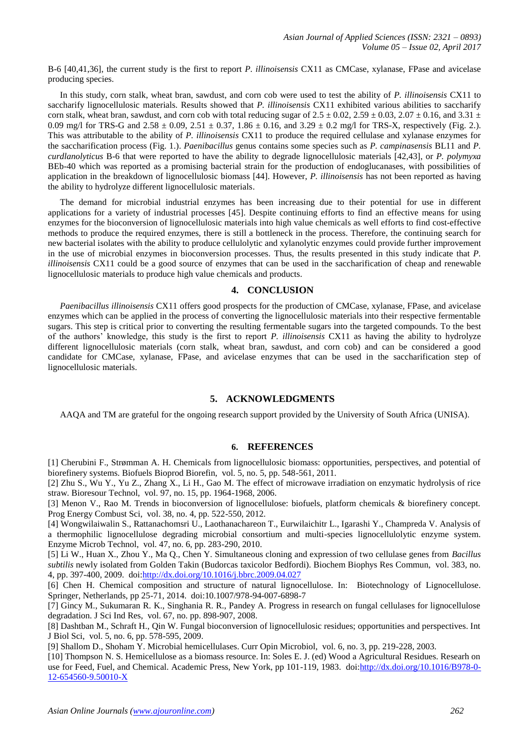B-6 [40,41,36], the current study is the first to report *P. illinoisensis* CX11 as CMCase, xylanase, FPase and avicelase producing species.

In this study, corn stalk, wheat bran, sawdust, and corn cob were used to test the ability of *P. illinoisensis* CX11 to saccharify lignocellulosic materials. Results showed that *P. illinoisensis* CX11 exhibited various abilities to saccharify corn stalk, wheat bran, sawdust, and corn cob with total reducing sugar of $2.5 \pm 0.02$, $2.59 \pm 0.03$, $2.07 \pm 0.16$, and $3.31 \pm 0.09$ mg/l for TRS-G and $2.58 \pm 0.09$, $2.51 \pm 0.37$, $1.86 \pm 0.16$, and $3.29 \pm 0.2$ mg/l for TRS-X, respectively (Fig. 2.). This was attributable to the ability of *P. illinoisensis* CX11 to produce the required cellulase and xylanase enzymes for the saccharification process (Fig. 1.). *Paenibacillus* genus contains some species such as *P. campinasensis* BL11 and *P. curdlanolyticus* B-6 that were reported to have the ability to degrade lignocellulosic materials [42,43], or *P. polymyxa* BEb-40 which was reported as a promising bacterial strain for the production of endoglucanases, with possibilities of application in the breakdown of lignocellulosic biomass [44]. However, *P. illinoisensis* has not been reported as having the ability to hydrolyze different lignocellulosic materials.

The demand for microbial industrial enzymes has been increasing due to their potential for use in different applications for a variety of industrial processes [45]. Despite continuing efforts to find an effective means for using enzymes for the bioconversion of lignocellulosic materials into high value chemicals as well efforts to find cost-effective methods to produce the required enzymes, there is still a bottleneck in the process. Therefore, the continuing search for new bacterial isolates with the ability to produce cellulolytic and xylanolytic enzymes could provide further improvement in the use of microbial enzymes in bioconversion processes. Thus, the results presented in this study indicate that *P. illinoisensis* CX11 could be a good source of enzymes that can be used in the saccharification of cheap and renewable lignocellulosic materials to produce high value chemicals and products.

## 4. CONCLUSION

*Paenibacillus illinoisensis* CX11 offers good prospects for the production of CMCase, xylanase, FPase, and avicelase enzymes which can be applied in the process of converting the lignocellulosic materials into their respective fermentable sugars. This step is critical prior to converting the resulting fermentable sugars into the targeted compounds. To the best of the authors' knowledge, this study is the first to report *P. illinoisensis* CX11 as having the ability to hydrolyze different lignocellulosic materials (corn stalk, wheat bran, sawdust, and corn cob) and can be considered a good candidate for CMCase, xylanase, FPase, and avicelase enzymes that can be used in the saccharification step of lignocellulosic materials.

## 5. ACKNOWLEDGMENTS

AAQA and TM are grateful for the ongoing research support provided by the University of South Africa (UNISA).

## 6. REFERENCES

[1] Cherubini F., Strømman A. H. Chemicals from lignocellulosic biomass: opportunities, perspectives, and potential of biorefinery systems. Biofuels Bioprod Biorefin, vol. 5, no. 5, pp. 548-561, 2011.

[2] Zhu S., Wu Y., Yu Z., Zhang X., Li H., Gao M. The effect of microwave irradiation on enzymatic hydrolysis of rice straw. Bioresour Technol, vol. 97, no. 15, pp. 1964-1968, 2006.

[3] Menon V., Rao M. Trends in bioconversion of lignocellulose: biofuels, platform chemicals & biorefinery concept. Prog Energy Combust Sci, vol. 38, no. 4, pp. 522-550, 2012.

[4] Wongwilaiwalin S., Rattanachomsri U., Laothanachareon T., Eurwilaichitr L., Igarashi Y., Champreda V. Analysis of a thermophilic lignocellulose degrading microbial consortium and multi-species lignocellulolytic enzyme system. Enzyme Microb Technol, vol. 47, no. 6, pp. 283-290, 2010.

[5] Li W., Huan X., Zhou Y., Ma Q., Chen Y. Simultaneous cloning and expression of two cellulase genes from *Bacillus subtilis* newly isolated from Golden Takin (Budorcas taxicolor Bedfordi). Biochem Biophys Res Commun, vol. 383, no. 4, pp. 397-400, 2009. doi:http://dx.doi.org/10.1016/j.bbrc.2009.04.027

[6] Chen H. Chemical composition and structure of natural lignocellulose. In: Biotechnology of Lignocellulose. Springer, Netherlands, pp 25-71, 2014. doi:10.1007/978-94-007-6898-7

[7] Gincy M., Sukumaran R. K., Singhania R. R., Pandey A. Progress in research on fungal cellulases for lignocellulose degradation. J Sci Ind Res, vol. 67, no. pp. 898-907, 2008.

[8] Dashtban M., Schraft H., Qin W. Fungal bioconversion of lignocellulosic residues; opportunities and perspectives. Int J Biol Sci, vol. 5, no. 6, pp. 578-595, 2009.

[9] Shallom D., Shoham Y. Microbial hemicellulases. Curr Opin Microbiol, vol. 6, no. 3, pp. 219-228, 2003.

[10] Thompson N. S. Hemicellulose as a biomass resource. In: Soles E. J. (ed) Wood a Agricultural Residues. Researh on use for Feed, Fuel, and Chemical. Academic Press, New York, pp 101-119, 1983. doi:http://dx.doi.org/10.1016/B978-0-12-654560-9.50010-X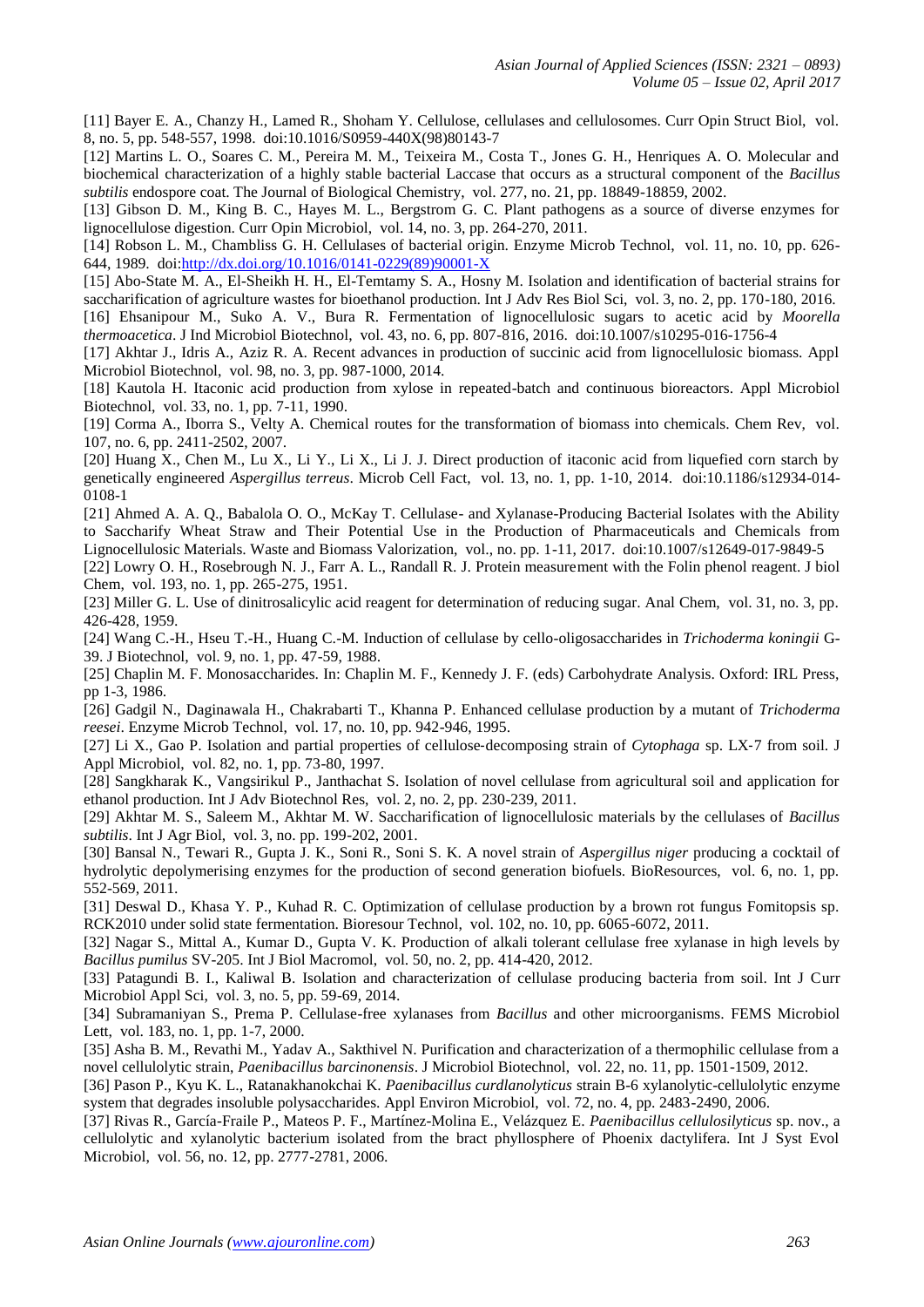[11] Bayer E. A., Chanzy H., Lamed R., Shoham Y. Cellulose, cellulases and cellulosomes. Curr Opin Struct Biol, vol. 8, no. 5, pp. 548-557, 1998. doi:10.1016/S0959-440X(98)80143-7

[12] Martins L. O., Soares C. M., Pereira M. M., Teixeira M., Costa T., Jones G. H., Henriques A. O. Molecular and biochemical characterization of a highly stable bacterial Laccase that occurs as a structural component of the *Bacillus subtilis* endospore coat. The Journal of Biological Chemistry, vol. 277, no. 21, pp. 18849-18859, 2002.

[13] Gibson D. M., King B. C., Hayes M. L., Bergstrom G. C. Plant pathogens as a source of diverse enzymes for lignocellulose digestion. Curr Opin Microbiol, vol. 14, no. 3, pp. 264-270, 2011.

[14] Robson L. M., Chambliss G. H. Cellulases of bacterial origin. Enzyme Microb Technol, vol. 11, no. 10, pp. 626-644, 1989. doi:http://dx.doi.org/10.1016/0141-0229(89)90001-X

[15] Abo-State M. A., El-Sheikh H. H., El-Temtamy S. A., Hosny M. Isolation and identification of bacterial strains for saccharification of agriculture wastes for bioethanol production. Int J Adv Res Biol Sci, vol. 3, no. 2, pp. 170-180, 2016.

[16] Ehsanipour M., Suko A. V., Bura R. Fermentation of lignocellulosic sugars to acetic acid by *Moorella thermoacetica*. J Ind Microbiol Biotechnol, vol. 43, no. 6, pp. 807-816, 2016. doi:10.1007/s10295-016-1756-4

[17] Akhtar J., Idris A., Aziz R. A. Recent advances in production of succinic acid from lignocellulosic biomass. Appl Microbiol Biotechnol, vol. 98, no. 3, pp. 987-1000, 2014.

[18] Kautola H. Itaconic acid production from xylose in repeated-batch and continuous bioreactors. Appl Microbiol Biotechnol, vol. 33, no. 1, pp. 7-11, 1990.

[19] Corma A., Iborra S., Velty A. Chemical routes for the transformation of biomass into chemicals. Chem Rev, vol. 107, no. 6, pp. 2411-2502, 2007.

[20] Huang X., Chen M., Lu X., Li Y., Li X., Li J. J. Direct production of itaconic acid from liquefied corn starch by genetically engineered *Aspergillus terreus*. Microb Cell Fact, vol. 13, no. 1, pp. 1-10, 2014. doi:10.1186/s12934-014-0108-1

[21] Ahmed A. A. Q., Babalola O. O., McKay T. Cellulase- and Xylanase-Producing Bacterial Isolates with the Ability to Saccharify Wheat Straw and Their Potential Use in the Production of Pharmaceuticals and Chemicals from Lignocellulosic Materials. Waste and Biomass Valorization, vol., no. pp. 1-11, 2017. doi:10.1007/s12649-017-9849-5

[22] Lowry O. H., Rosebrough N. J., Farr A. L., Randall R. J. Protein measurement with the Folin phenol reagent. J biol Chem, vol. 193, no. 1, pp. 265-275, 1951.

[23] Miller G. L. Use of dinitrosalicylic acid reagent for determination of reducing sugar. Anal Chem, vol. 31, no. 3, pp. 426-428, 1959.

[24] Wang C.-H., Hseu T.-H., Huang C.-M. Induction of cellulase by cello-oligosaccharides in *Trichoderma koningii* G-39. J Biotechnol, vol. 9, no. 1, pp. 47-59, 1988.

[25] Chaplin M. F. Monosaccharides. In: Chaplin M. F., Kennedy J. F. (eds) Carbohydrate Analysis. Oxford: IRL Press, pp 1-3, 1986.

[26] Gadgil N., Daginawala H., Chakrabarti T., Khanna P. Enhanced cellulase production by a mutant of *Trichoderma reesei*. Enzyme Microb Technol, vol. 17, no. 10, pp. 942-946, 1995.

[27] Li X., Gao P. Isolation and partial properties of cellulose-decomposing strain of *Cytophaga* sp. LX-7 from soil. J Appl Microbiol, vol. 82, no. 1, pp. 73-80, 1997.

[28] Sangkharak K., Vangsirikul P., Janthachat S. Isolation of novel cellulase from agricultural soil and application for ethanol production. Int J Adv Biotechnol Res, vol. 2, no. 2, pp. 230-239, 2011.

[29] Akhtar M. S., Saleem M., Akhtar M. W. Saccharification of lignocellulosic materials by the cellulases of *Bacillus subtilis*. Int J Agr Biol, vol. 3, no. pp. 199-202, 2001.

[30] Bansal N., Tewari R., Gupta J. K., Soni R., Soni S. K. A novel strain of *Aspergillus niger* producing a cocktail of hydrolytic depolymerising enzymes for the production of second generation biofuels. BioResources, vol. 6, no. 1, pp. 552-569, 2011.

[31] Deswal D., Khasa Y. P., Kuhad R. C. Optimization of cellulase production by a brown rot fungus Fomitopsis sp. RCK2010 under solid state fermentation. Bioresour Technol, vol. 102, no. 10, pp. 6065-6072, 2011.

[32] Nagar S., Mittal A., Kumar D., Gupta V. K. Production of alkali tolerant cellulase free xylanase in high levels by *Bacillus pumilus* SV-205. Int J Biol Macromol, vol. 50, no. 2, pp. 414-420, 2012.

[33] Patagundi B. I., Kaliwal B. Isolation and characterization of cellulase producing bacteria from soil. Int J Curr Microbiol Appl Sci, vol. 3, no. 5, pp. 59-69, 2014.

[34] Subramaniyan S., Prema P. Cellulase-free xylanases from *Bacillus* and other microorganisms. FEMS Microbiol Lett, vol. 183, no. 1, pp. 1-7, 2000.

[35] Asha B. M., Revathi M., Yadav A., Sakthivel N. Purification and characterization of a thermophilic cellulase from a novel cellulolytic strain, *Paenibacillus barcinonensis*. J Microbiol Biotechnol, vol. 22, no. 11, pp. 1501-1509, 2012.

[36] Pason P., Kyu K. L., Ratanakhanokchai K. *Paenibacillus curdlanolyticus* strain B-6 xylanolytic-cellulolytic enzyme system that degrades insoluble polysaccharides. Appl Environ Microbiol, vol. 72, no. 4, pp. 2483-2490, 2006.

[37] Rivas R., García-Fraile P., Mateos P. F., Martínez-Molina E., Velázquez E. *Paenibacillus cellulosilyticus* sp. nov., a cellulolytic and xylanolytic bacterium isolated from the bract phyllosphere of Phoenix dactylifera. Int J Syst Evol Microbiol, vol. 56, no. 12, pp. 2777-2781, 2006.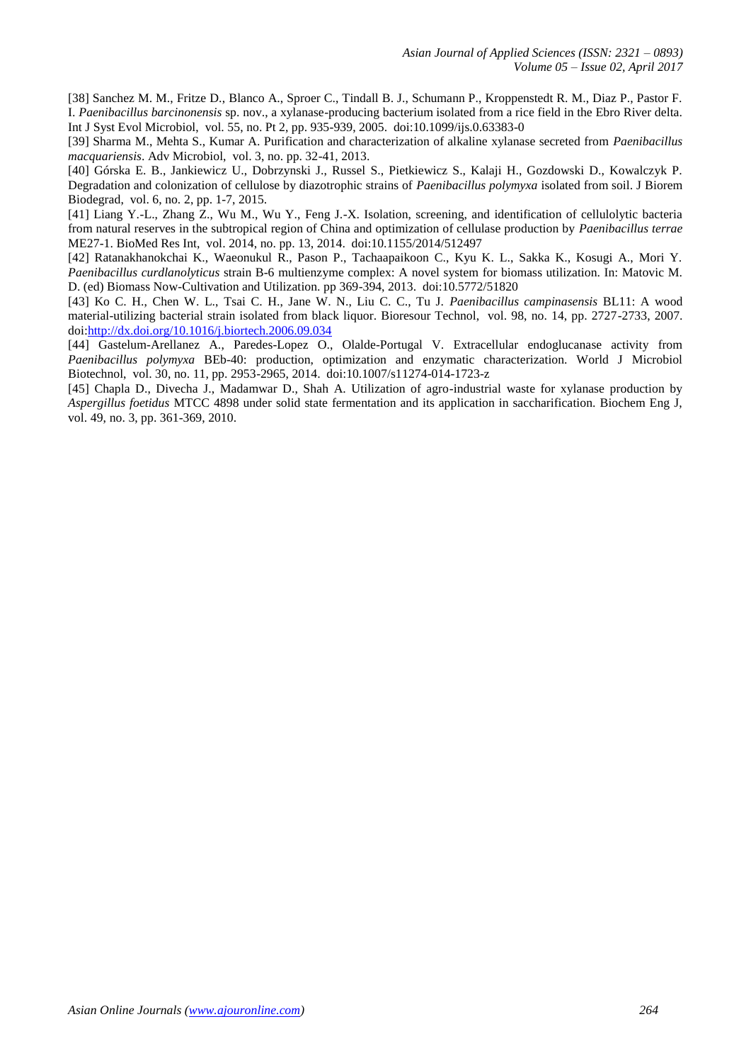[38] Sanchez M. M., Fritze D., Blanco A., Sproer C., Tindall B. J., Schumann P., Kroppenstedt R. M., Diaz P., Pastor F. I. *Paenibacillus barcinonensis* sp. nov., a xylanase-producing bacterium isolated from a rice field in the Ebro River delta. Int J Syst Evol Microbiol, vol. 55, no. Pt 2, pp. 935-939, 2005. doi:10.1099/ijs.0.63383-0

[39] Sharma M., Mehta S., Kumar A. Purification and characterization of alkaline xylanase secreted from *Paenibacillus macquariensis*. Adv Microbiol, vol. 3, no. pp. 32-41, 2013.

[40] Górska E. B., Jankiewicz U., Dobrzynski J., Russel S., Pietkiewicz S., Kalaji H., Gozdowski D., Kowalczyk P. Degradation and colonization of cellulose by diazotrophic strains of *Paenibacillus polymyxa* isolated from soil. J Biorem Biodegrad, vol. 6, no. 2, pp. 1-7, 2015.

[41] Liang Y.-L., Zhang Z., Wu M., Wu Y., Feng J.-X. Isolation, screening, and identification of cellulolytic bacteria from natural reserves in the subtropical region of China and optimization of cellulase production by *Paenibacillus terrae* ME27-1. BioMed Res Int, vol. 2014, no. pp. 13, 2014. doi:10.1155/2014/512497

[42] Ratanakhanokchai K., Waeonukul R., Pason P., Tachaapaikoon C., Kyu K. L., Sakka K., Kosugi A., Mori Y. *Paenibacillus curdlanolyticus* strain B-6 multienzyme complex: A novel system for biomass utilization. In: Matovic M. D. (ed) Biomass Now-Cultivation and Utilization. pp 369-394, 2013. doi:10.5772/51820

[43] Ko C. H., Chen W. L., Tsai C. H., Jane W. N., Liu C. C., Tu J. *Paenibacillus campinasensis* BL11: A wood material-utilizing bacterial strain isolated from black liquor. Bioresour Technol, vol. 98, no. 14, pp. 2727-2733, 2007. doi:http://dx.doi.org/10.1016/j.biortech.2006.09.034

[44] Gastelum-Arellanez A., Paredes-Lopez O., Olalde-Portugal V. Extracellular endoglucanase activity from *Paenibacillus polymyxa* BEb-40: production, optimization and enzymatic characterization. World J Microbiol Biotechnol, vol. 30, no. 11, pp. 2953-2965, 2014. doi:10.1007/s11274-014-1723-z

[45] Chapla D., Divecha J., Madamwar D., Shah A. Utilization of agro-industrial waste for xylanase production by *Aspergillus foetidus* MTCC 4898 under solid state fermentation and its application in saccharification. Biochem Eng J, vol. 49, no. 3, pp. 361-369, 2010.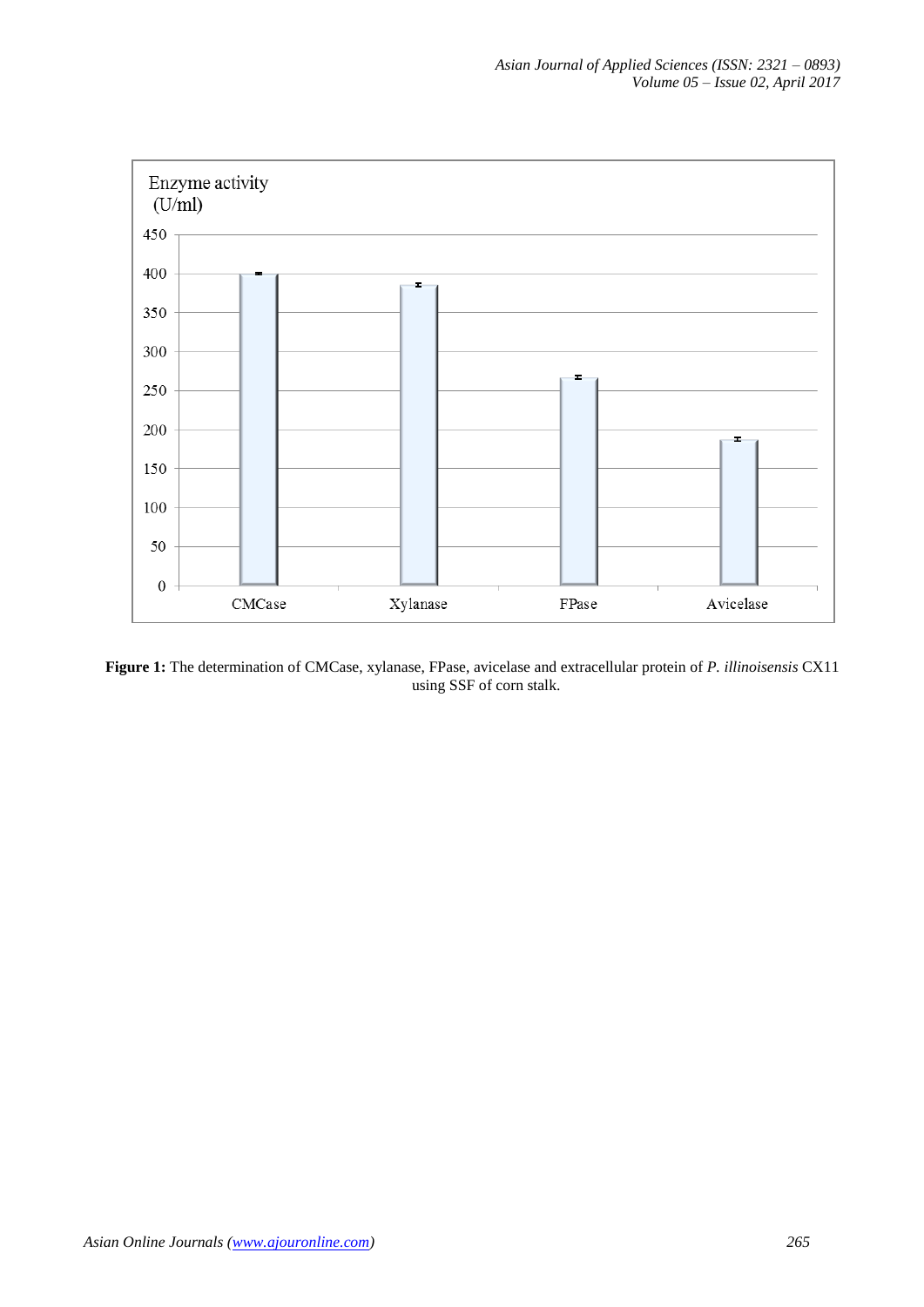**Figure 1:** The determination of CMCase, xylanase, FPase, avicelase and extracellular protein of *P. illinoisensis* CX11 using SSF of corn stalk.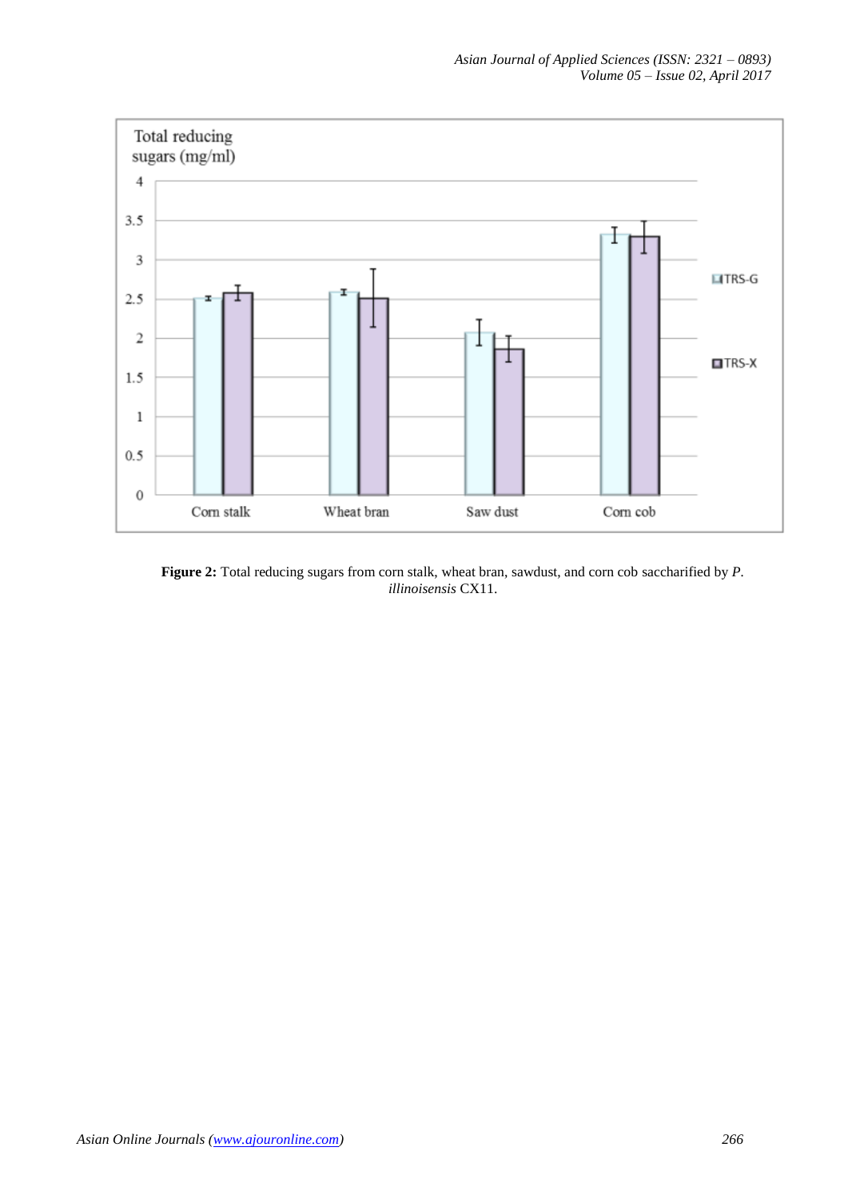Total reducing sugars (mg/ml)

4
3.5
3
2.5
2
1.5
1
0.5
0

Corn stalk
Wheat bran
Saw dust
Corn cob

TRS-G
TRS-X

**Figure 2:** Total reducing sugars from corn stalk, wheat bran, sawdust, and corn cob saccharified by *P. illinoisensis* CX11.